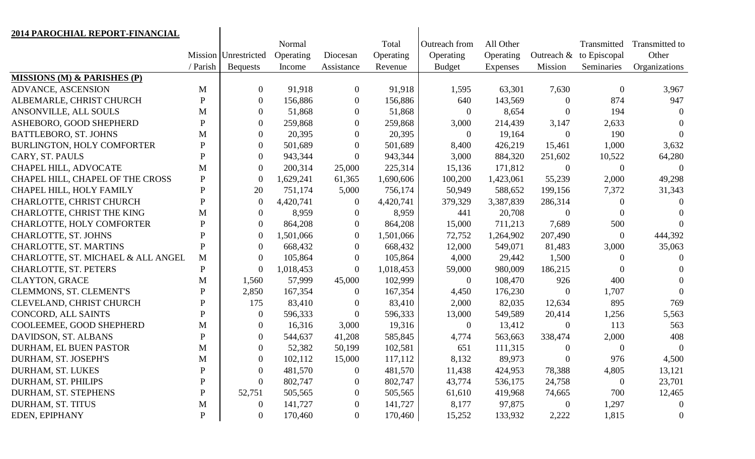**2014 PAROCHIAL REPORT-FINANCIAL**

| | Mission / Parish | Unrestricted Bequests | Normal Operating Income | Diocesan Assistance | Total Operating Revenue | Outreach from Operating Budget | All Other Operating Expenses | Outreach & Mission | Transmitted to Episcopal Seminaries | Transmitted to Other Organizations |
|---|---|---|---|---|---|---|---|---|---|---|
| **MISSIONS (M) & PARISHES (P)** | | | | | | | | | | |
| ADVANCE, ASCENSION | M | 0 | 91,918 | 0 | 91,918 | 1,595 | 63,301 | 7,630 | 0 | 3,967 |
| ALBEMARLE, CHRIST CHURCH | P | 0 | 156,886 | 0 | 156,886 | 640 | 143,569 | 0 | 874 | 947 |
| ANSONVILLE, ALL SOULS | M | 0 | 51,868 | 0 | 51,868 | 0 | 8,654 | 0 | 194 | 0 |
| ASHEBORO, GOOD SHEPHERD | P | 0 | 259,868 | 0 | 259,868 | 3,000 | 214,439 | 3,147 | 2,633 | 0 |
| BATTLEBORO, ST. JOHNS | M | 0 | 20,395 | 0 | 20,395 | 0 | 19,164 | 0 | 190 | 0 |
| BURLINGTON, HOLY COMFORTER | P | 0 | 501,689 | 0 | 501,689 | 8,400 | 426,219 | 15,461 | 1,000 | 3,632 |
| CARY, ST. PAULS | P | 0 | 943,344 | 0 | 943,344 | 3,000 | 884,320 | 251,602 | 10,522 | 64,280 |
| CHAPEL HILL, ADVOCATE | M | 0 | 200,314 | 25,000 | 225,314 | 15,136 | 171,812 | 0 | 0 | 0 |
| CHAPEL HILL, CHAPEL OF THE CROSS | P | 0 | 1,629,241 | 61,365 | 1,690,606 | 100,200 | 1,423,061 | 55,239 | 2,000 | 49,298 |
| CHAPEL HILL, HOLY FAMILY | P | 20 | 751,174 | 5,000 | 756,174 | 50,949 | 588,652 | 199,156 | 7,372 | 31,343 |
| CHARLOTTE, CHRIST CHURCH | P | 0 | 4,420,741 | 0 | 4,420,741 | 379,329 | 3,387,839 | 286,314 | 0 | 0 |
| CHARLOTTE, CHRIST THE KING | M | 0 | 8,959 | 0 | 8,959 | 441 | 20,708 | 0 | 0 | 0 |
| CHARLOTTE, HOLY COMFORTER | P | 0 | 864,208 | 0 | 864,208 | 15,000 | 711,213 | 7,689 | 500 | 0 |
| CHARLOTTE, ST. JOHNS | P | 0 | 1,501,066 | 0 | 1,501,066 | 72,752 | 1,264,902 | 207,490 | 0 | 444,392 |
| CHARLOTTE, ST. MARTINS | P | 0 | 668,432 | 0 | 668,432 | 12,000 | 549,071 | 81,483 | 3,000 | 35,063 |
| CHARLOTTE, ST. MICHAEL & ALL ANGEL | M | 0 | 105,864 | 0 | 105,864 | 4,000 | 29,442 | 1,500 | 0 | 0 |
| CHARLOTTE, ST. PETERS | P | 0 | 1,018,453 | 0 | 1,018,453 | 59,000 | 980,009 | 186,215 | 0 | 0 |
| CLAYTON, GRACE | M | 1,560 | 57,999 | 45,000 | 102,999 | 0 | 108,470 | 926 | 400 | 0 |
| CLEMMONS, ST. CLEMENT'S | P | 2,850 | 167,354 | 0 | 167,354 | 4,450 | 176,230 | 0 | 1,707 | 0 |
| CLEVELAND, CHRIST CHURCH | P | 175 | 83,410 | 0 | 83,410 | 2,000 | 82,035 | 12,634 | 895 | 769 |
| CONCORD, ALL SAINTS | P | 0 | 596,333 | 0 | 596,333 | 13,000 | 549,589 | 20,414 | 1,256 | 5,563 |
| COOLEEMEE, GOOD SHEPHERD | M | 0 | 16,316 | 3,000 | 19,316 | 0 | 13,412 | 0 | 113 | 563 |
| DAVIDSON, ST. ALBANS | P | 0 | 544,637 | 41,208 | 585,845 | 4,774 | 563,663 | 338,474 | 2,000 | 408 |
| DURHAM, EL BUEN PASTOR | M | 0 | 52,382 | 50,199 | 102,581 | 651 | 111,315 | 0 | 0 | 0 |
| DURHAM, ST. JOSEPH'S | M | 0 | 102,112 | 15,000 | 117,112 | 8,132 | 89,973 | 0 | 976 | 4,500 |
| DURHAM, ST. LUKES | P | 0 | 481,570 | 0 | 481,570 | 11,438 | 424,953 | 78,388 | 4,805 | 13,121 |
| DURHAM, ST. PHILIPS | P | 0 | 802,747 | 0 | 802,747 | 43,774 | 536,175 | 24,758 | 0 | 23,701 |
| DURHAM, ST. STEPHENS | P | 52,751 | 505,565 | 0 | 505,565 | 61,610 | 419,968 | 74,665 | 700 | 12,465 |
| DURHAM, ST. TITUS | M | 0 | 141,727 | 0 | 141,727 | 8,177 | 97,875 | 0 | 1,297 | 0 |
| EDEN, EPIPHANY | P | 0 | 170,460 | 0 | 170,460 | 15,252 | 133,932 | 2,222 | 1,815 | 0 |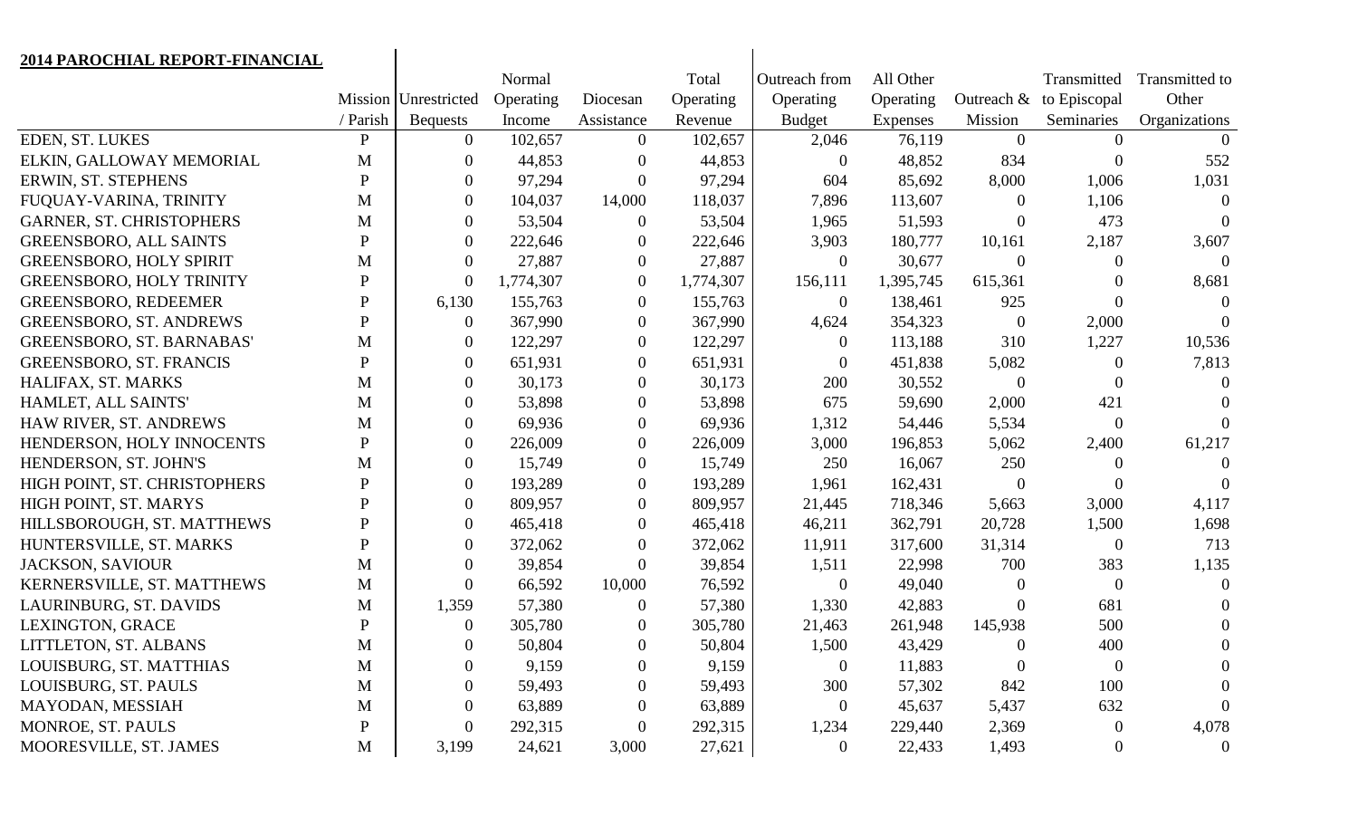**2014 PAROCHIAL REPORT-FINANCIAL**

| | Mission / Parish | Unrestricted Bequests | Normal Operating Income | Diocesan Assistance | Total Operating Revenue | Outreach from Operating Budget | All Other Operating Expenses | Outreach & Mission | Transmitted to Episcopal Seminaries | Transmitted to Other Organizations |
|---|---|---|---|---|---|---|---|---|---|---|
| EDEN, ST. LUKES | P | 0 | 102,657 | 0 | 102,657 | 2,046 | 76,119 | 0 | 0 | 0 |
| ELKIN, GALLOWAY MEMORIAL | M | 0 | 44,853 | 0 | 44,853 | 0 | 48,852 | 834 | 0 | 552 |
| ERWIN, ST. STEPHENS | P | 0 | 97,294 | 0 | 97,294 | 604 | 85,692 | 8,000 | 1,006 | 1,031 |
| FUQUAY-VARINA, TRINITY | M | 0 | 104,037 | 14,000 | 118,037 | 7,896 | 113,607 | 0 | 1,106 | 0 |
| GARNER, ST. CHRISTOPHERS | M | 0 | 53,504 | 0 | 53,504 | 1,965 | 51,593 | 0 | 473 | 0 |
| GREENSBORO, ALL SAINTS | P | 0 | 222,646 | 0 | 222,646 | 3,903 | 180,777 | 10,161 | 2,187 | 3,607 |
| GREENSBORO, HOLY SPIRIT | M | 0 | 27,887 | 0 | 27,887 | 0 | 30,677 | 0 | 0 | 0 |
| GREENSBORO, HOLY TRINITY | P | 0 | 1,774,307 | 0 | 1,774,307 | 156,111 | 1,395,745 | 615,361 | 0 | 8,681 |
| GREENSBORO, REDEEMER | P | 6,130 | 155,763 | 0 | 155,763 | 0 | 138,461 | 925 | 0 | 0 |
| GREENSBORO, ST. ANDREWS | P | 0 | 367,990 | 0 | 367,990 | 4,624 | 354,323 | 0 | 2,000 | 0 |
| GREENSBORO, ST. BARNABAS' | M | 0 | 122,297 | 0 | 122,297 | 0 | 113,188 | 310 | 1,227 | 10,536 |
| GREENSBORO, ST. FRANCIS | P | 0 | 651,931 | 0 | 651,931 | 0 | 451,838 | 5,082 | 0 | 7,813 |
| HALIFAX, ST. MARKS | M | 0 | 30,173 | 0 | 30,173 | 200 | 30,552 | 0 | 0 | 0 |
| HAMLET, ALL SAINTS' | M | 0 | 53,898 | 0 | 53,898 | 675 | 59,690 | 2,000 | 421 | 0 |
| HAW RIVER, ST. ANDREWS | M | 0 | 69,936 | 0 | 69,936 | 1,312 | 54,446 | 5,534 | 0 | 0 |
| HENDERSON, HOLY INNOCENTS | P | 0 | 226,009 | 0 | 226,009 | 3,000 | 196,853 | 5,062 | 2,400 | 61,217 |
| HENDERSON, ST. JOHN'S | M | 0 | 15,749 | 0 | 15,749 | 250 | 16,067 | 250 | 0 | 0 |
| HIGH POINT, ST. CHRISTOPHERS | P | 0 | 193,289 | 0 | 193,289 | 1,961 | 162,431 | 0 | 0 | 0 |
| HIGH POINT, ST. MARYS | P | 0 | 809,957 | 0 | 809,957 | 21,445 | 718,346 | 5,663 | 3,000 | 4,117 |
| HILLSBOROUGH, ST. MATTHEWS | P | 0 | 465,418 | 0 | 465,418 | 46,211 | 362,791 | 20,728 | 1,500 | 1,698 |
| HUNTERSVILLE, ST. MARKS | P | 0 | 372,062 | 0 | 372,062 | 11,911 | 317,600 | 31,314 | 0 | 713 |
| JACKSON, SAVIOUR | M | 0 | 39,854 | 0 | 39,854 | 1,511 | 22,998 | 700 | 383 | 1,135 |
| KERNERSVILLE, ST. MATTHEWS | M | 0 | 66,592 | 10,000 | 76,592 | 0 | 49,040 | 0 | 0 | 0 |
| LAURINBURG, ST. DAVIDS | M | 1,359 | 57,380 | 0 | 57,380 | 1,330 | 42,883 | 0 | 681 | 0 |
| LEXINGTON, GRACE | P | 0 | 305,780 | 0 | 305,780 | 21,463 | 261,948 | 145,938 | 500 | 0 |
| LITTLETON, ST. ALBANS | M | 0 | 50,804 | 0 | 50,804 | 1,500 | 43,429 | 0 | 400 | 0 |
| LOUISBURG, ST. MATTHIAS | M | 0 | 9,159 | 0 | 9,159 | 0 | 11,883 | 0 | 0 | 0 |
| LOUISBURG, ST. PAULS | M | 0 | 59,493 | 0 | 59,493 | 300 | 57,302 | 842 | 100 | 0 |
| MAYODAN, MESSIAH | M | 0 | 63,889 | 0 | 63,889 | 0 | 45,637 | 5,437 | 632 | 0 |
| MONROE, ST. PAULS | P | 0 | 292,315 | 0 | 292,315 | 1,234 | 229,440 | 2,369 | 0 | 4,078 |
| MOORESVILLE, ST. JAMES | M | 3,199 | 24,621 | 3,000 | 27,621 | 0 | 22,433 | 1,493 | 0 | 0 |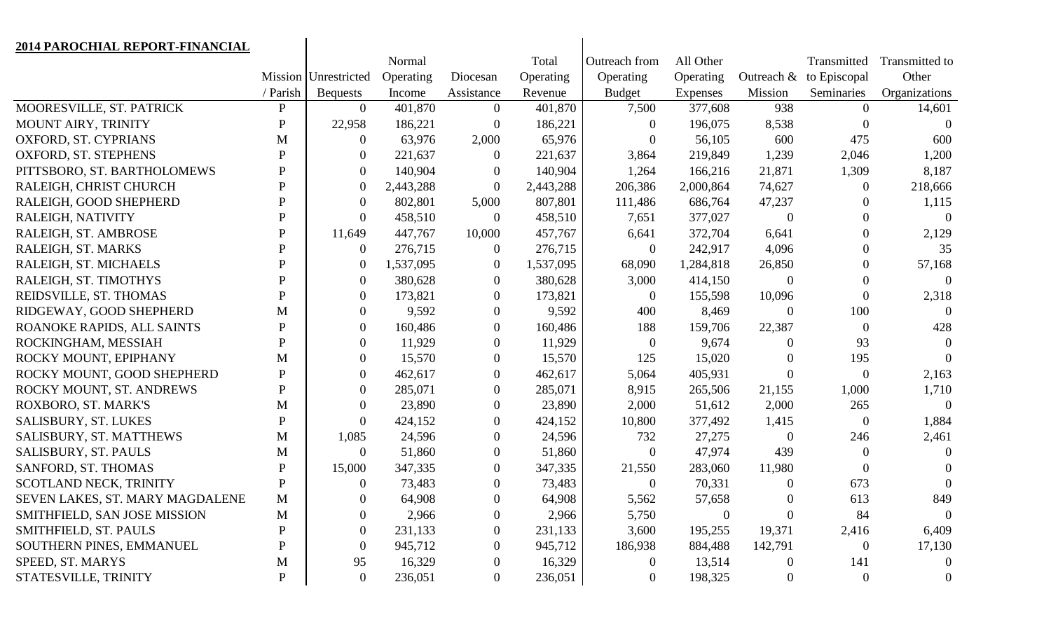**2014 PAROCHIAL REPORT-FINANCIAL**

| | Mission / Parish | Unrestricted Bequests | Normal Operating Income | Diocesan Assistance | Total Operating Revenue | Outreach from Operating Budget | All Other Operating Expenses | Outreach & Mission | Transmitted to Episcopal Seminaries | Transmitted to Other Organizations |
|---|---|---|---|---|---|---|---|---|---|---|
| MOORESVILLE, ST. PATRICK | P | 0 | 401,870 | 0 | 401,870 | 7,500 | 377,608 | 938 | 0 | 14,601 |
| MOUNT AIRY, TRINITY | P | 22,958 | 186,221 | 0 | 186,221 | 0 | 196,075 | 8,538 | 0 | 0 |
| OXFORD, ST. CYPRIANS | M | 0 | 63,976 | 2,000 | 65,976 | 0 | 56,105 | 600 | 475 | 600 |
| OXFORD, ST. STEPHENS | P | 0 | 221,637 | 0 | 221,637 | 3,864 | 219,849 | 1,239 | 2,046 | 1,200 |
| PITTSBORO, ST. BARTHOLOMEWS | P | 0 | 140,904 | 0 | 140,904 | 1,264 | 166,216 | 21,871 | 1,309 | 8,187 |
| RALEIGH, CHRIST CHURCH | P | 0 | 2,443,288 | 0 | 2,443,288 | 206,386 | 2,000,864 | 74,627 | 0 | 218,666 |
| RALEIGH, GOOD SHEPHERD | P | 0 | 802,801 | 5,000 | 807,801 | 111,486 | 686,764 | 47,237 | 0 | 1,115 |
| RALEIGH, NATIVITY | P | 0 | 458,510 | 0 | 458,510 | 7,651 | 377,027 | 0 | 0 | 0 |
| RALEIGH, ST. AMBROSE | P | 11,649 | 447,767 | 10,000 | 457,767 | 6,641 | 372,704 | 6,641 | 0 | 2,129 |
| RALEIGH, ST. MARKS | P | 0 | 276,715 | 0 | 276,715 | 0 | 242,917 | 4,096 | 0 | 35 |
| RALEIGH, ST. MICHAELS | P | 0 | 1,537,095 | 0 | 1,537,095 | 68,090 | 1,284,818 | 26,850 | 0 | 57,168 |
| RALEIGH, ST. TIMOTHYS | P | 0 | 380,628 | 0 | 380,628 | 3,000 | 414,150 | 0 | 0 | 0 |
| REIDSVILLE, ST. THOMAS | P | 0 | 173,821 | 0 | 173,821 | 0 | 155,598 | 10,096 | 0 | 2,318 |
| RIDGEWAY, GOOD SHEPHERD | M | 0 | 9,592 | 0 | 9,592 | 400 | 8,469 | 0 | 100 | 0 |
| ROANOKE RAPIDS, ALL SAINTS | P | 0 | 160,486 | 0 | 160,486 | 188 | 159,706 | 22,387 | 0 | 428 |
| ROCKINGHAM, MESSIAH | P | 0 | 11,929 | 0 | 11,929 | 0 | 9,674 | 0 | 93 | 0 |
| ROCKY MOUNT, EPIPHANY | M | 0 | 15,570 | 0 | 15,570 | 125 | 15,020 | 0 | 195 | 0 |
| ROCKY MOUNT, GOOD SHEPHERD | P | 0 | 462,617 | 0 | 462,617 | 5,064 | 405,931 | 0 | 0 | 2,163 |
| ROCKY MOUNT, ST. ANDREWS | P | 0 | 285,071 | 0 | 285,071 | 8,915 | 265,506 | 21,155 | 1,000 | 1,710 |
| ROXBORO, ST. MARK'S | M | 0 | 23,890 | 0 | 23,890 | 2,000 | 51,612 | 2,000 | 265 | 0 |
| SALISBURY, ST. LUKES | P | 0 | 424,152 | 0 | 424,152 | 10,800 | 377,492 | 1,415 | 0 | 1,884 |
| SALISBURY, ST. MATTHEWS | M | 1,085 | 24,596 | 0 | 24,596 | 732 | 27,275 | 0 | 246 | 2,461 |
| SALISBURY, ST. PAULS | M | 0 | 51,860 | 0 | 51,860 | 0 | 47,974 | 439 | 0 | 0 |
| SANFORD, ST. THOMAS | P | 15,000 | 347,335 | 0 | 347,335 | 21,550 | 283,060 | 11,980 | 0 | 0 |
| SCOTLAND NECK, TRINITY | P | 0 | 73,483 | 0 | 73,483 | 0 | 70,331 | 0 | 673 | 0 |
| SEVEN LAKES, ST. MARY MAGDALENE | M | 0 | 64,908 | 0 | 64,908 | 5,562 | 57,658 | 0 | 613 | 849 |
| SMITHFIELD, SAN JOSE MISSION | M | 0 | 2,966 | 0 | 2,966 | 5,750 | 0 | 0 | 84 | 0 |
| SMITHFIELD, ST. PAULS | P | 0 | 231,133 | 0 | 231,133 | 3,600 | 195,255 | 19,371 | 2,416 | 6,409 |
| SOUTHERN PINES, EMMANUEL | P | 0 | 945,712 | 0 | 945,712 | 186,938 | 884,488 | 142,791 | 0 | 17,130 |
| SPEED, ST. MARYS | M | 95 | 16,329 | 0 | 16,329 | 0 | 13,514 | 0 | 141 | 0 |
| STATESVILLE, TRINITY | P | 0 | 236,051 | 0 | 236,051 | 0 | 198,325 | 0 | 0 | 0 |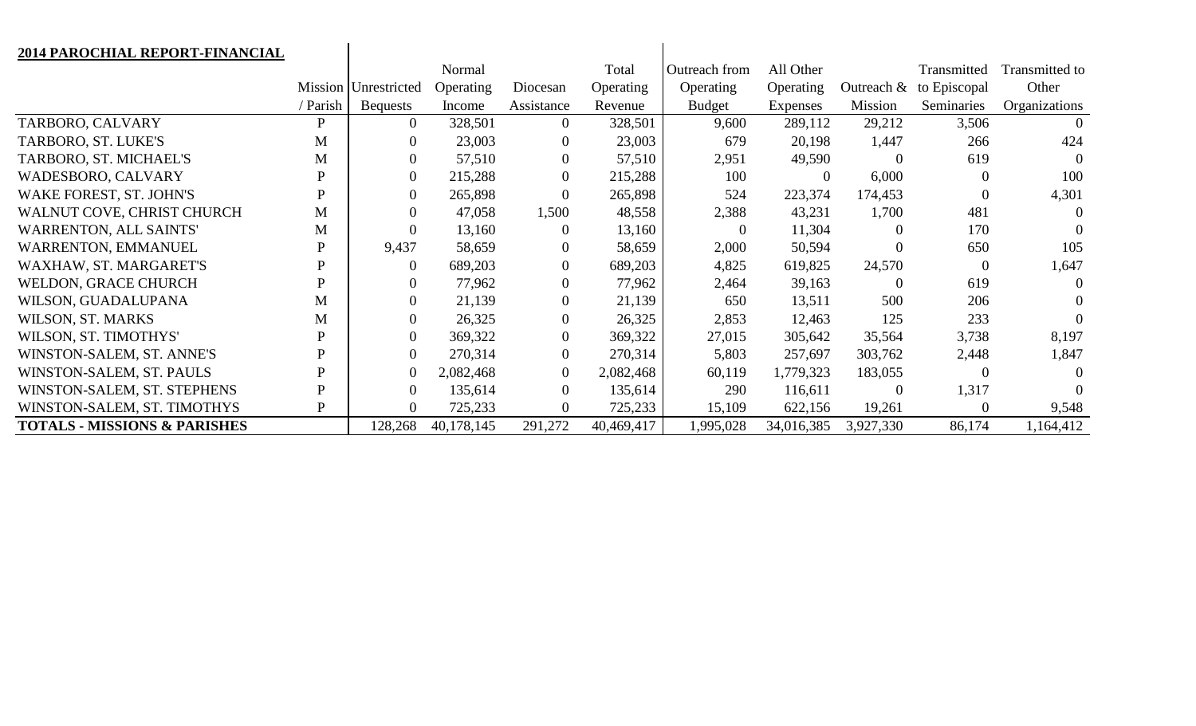| 2014 PAROCHIAL REPORT-FINANCIAL | Mission / Parish | Unrestricted Bequests | Normal Operating Income | Diocesan Assistance | Total Operating Revenue | Outreach from Operating Budget | All Other Operating Expenses | Outreach & Mission | Transmitted to Episcopal Seminaries | Transmitted to Other Organizations |
|---|---|---|---|---|---|---|---|---|---|---|
| TARBORO, CALVARY | P | 0 | 328,501 | 0 | 328,501 | 9,600 | 289,112 | 29,212 | 3,506 | 0 |
| TARBORO, ST. LUKE'S | M | 0 | 23,003 | 0 | 23,003 | 679 | 20,198 | 1,447 | 266 | 424 |
| TARBORO, ST. MICHAEL'S | M | 0 | 57,510 | 0 | 57,510 | 2,951 | 49,590 | 0 | 619 | 0 |
| WADESBORO, CALVARY | P | 0 | 215,288 | 0 | 215,288 | 100 | 0 | 6,000 | 0 | 100 |
| WAKE FOREST, ST. JOHN'S | P | 0 | 265,898 | 0 | 265,898 | 524 | 223,374 | 174,453 | 0 | 4,301 |
| WALNUT COVE, CHRIST CHURCH | M | 0 | 47,058 | 1,500 | 48,558 | 2,388 | 43,231 | 1,700 | 481 | 0 |
| WARRENTON, ALL SAINTS' | M | 0 | 13,160 | 0 | 13,160 | 0 | 11,304 | 0 | 170 | 0 |
| WARRENTON, EMMANUEL | P | 9,437 | 58,659 | 0 | 58,659 | 2,000 | 50,594 | 0 | 650 | 105 |
| WAXHAW, ST. MARGARET'S | P | 0 | 689,203 | 0 | 689,203 | 4,825 | 619,825 | 24,570 | 0 | 1,647 |
| WELDON, GRACE CHURCH | P | 0 | 77,962 | 0 | 77,962 | 2,464 | 39,163 | 0 | 619 | 0 |
| WILSON, GUADALUPANA | M | 0 | 21,139 | 0 | 21,139 | 650 | 13,511 | 500 | 206 | 0 |
| WILSON, ST. MARKS | M | 0 | 26,325 | 0 | 26,325 | 2,853 | 12,463 | 125 | 233 | 0 |
| WILSON, ST. TIMOTHYS' | P | 0 | 369,322 | 0 | 369,322 | 27,015 | 305,642 | 35,564 | 3,738 | 8,197 |
| WINSTON-SALEM, ST. ANNE'S | P | 0 | 270,314 | 0 | 270,314 | 5,803 | 257,697 | 303,762 | 2,448 | 1,847 |
| WINSTON-SALEM, ST. PAULS | P | 0 | 2,082,468 | 0 | 2,082,468 | 60,119 | 1,779,323 | 183,055 | 0 | 0 |
| WINSTON-SALEM, ST. STEPHENS | P | 0 | 135,614 | 0 | 135,614 | 290 | 116,611 | 0 | 1,317 | 0 |
| WINSTON-SALEM, ST. TIMOTHYS | P | 0 | 725,233 | 0 | 725,233 | 15,109 | 622,156 | 19,261 | 0 | 9,548 |
| **TOTALS - MISSIONS & PARISHES** | | 128,268 | 40,178,145 | 291,272 | 40,469,417 | 1,995,028 | 34,016,385 | 3,927,330 | 86,174 | 1,164,412 |